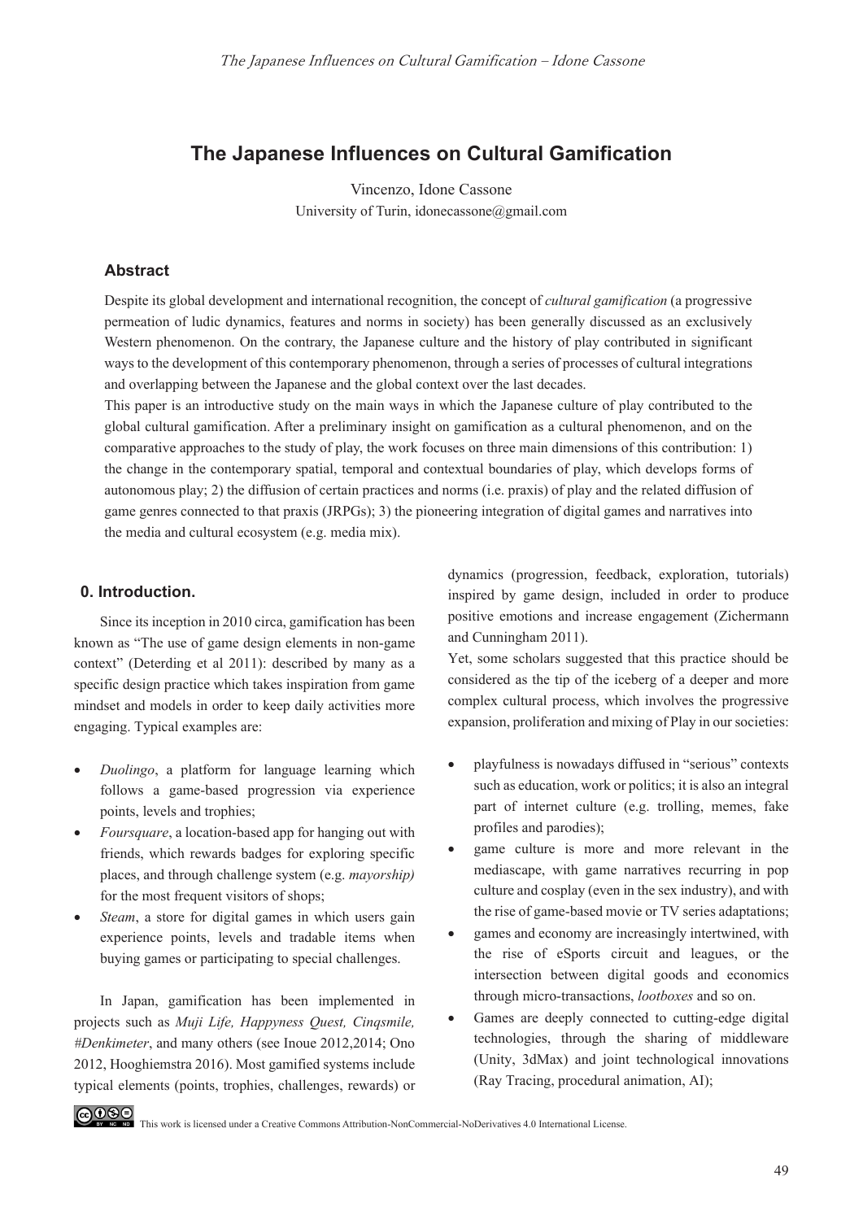# The Japanese Influences on Cultural Gamification

Vincenzo, Idone Cassone

University of Turin, idonecassone@gmail.com

## Abstract

Despite its global development and international recognition, the concept of *cultural gamification* (a progressive permeation of ludic dynamics, features and norms in society) has been generally discussed as an exclusively Western phenomenon. On the contrary, the Japanese culture and the history of play contributed in significant ways to the development of this contemporary phenomenon, through a series of processes of cultural integrations and overlapping between the Japanese and the global context over the last decades.

This paper is an introductive study on the main ways in which the Japanese culture of play contributed to the global cultural gamification. After a preliminary insight on gamification as a cultural phenomenon, and on the comparative approaches to the study of play, the work focuses on three main dimensions of this contribution: 1) the change in the contemporary spatial, temporal and contextual boundaries of play, which develops forms of autonomous play; 2) the diffusion of certain practices and norms (i.e. praxis) of play and the related diffusion of game genres connected to that praxis (JRPGs); 3) the pioneering integration of digital games and narratives into the media and cultural ecosystem (e.g. media mix).

## 0. Introduction.

Since its inception in 2010 circa, gamification has been known as "The use of game design elements in non-game context" (Deterding et al 2011): described by many as a specific design practice which takes inspiration from game mindset and models in order to keep daily activities more engaging. Typical examples are:

- *Duolingo*, a platform for language learning which follows a game-based progression via experience points, levels and trophies;
- *Foursquare*, a location-based app for hanging out with friends, which rewards badges for exploring specific places, and through challenge system (e.g. *mayorship)* for the most frequent visitors of shops;
- *Steam*, a store for digital games in which users gain experience points, levels and tradable items when buying games or participating to special challenges.

In Japan, gamification has been implemented in projects such as *Muji Life, Happyness Quest, Cinqsmile, #Denkimeter*, and many others (see Inoue 2012,2014; Ono 2012, Hooghiemstra 2016). Most gamified systems include typical elements (points, trophies, challenges, rewards) or dynamics (progression, feedback, exploration, tutorials) inspired by game design, included in order to produce positive emotions and increase engagement (Zichermann and Cunningham 2011).

Yet, some scholars suggested that this practice should be considered as the tip of the iceberg of a deeper and more complex cultural process, which involves the progressive expansion, proliferation and mixing of Play in our societies:

- playfulness is nowadays diffused in "serious" contexts such as education, work or politics; it is also an integral part of internet culture (e.g. trolling, memes, fake profiles and parodies);
- game culture is more and more relevant in the mediascape, with game narratives recurring in pop culture and cosplay (even in the sex industry), and with the rise of game-based movie or TV series adaptations;
- games and economy are increasingly intertwined, with the rise of eSports circuit and leagues, or the intersection between digital goods and economics through micro-transactions, *lootboxes* and so on.
- Games are deeply connected to cutting-edge digital technologies, through the sharing of middleware (Unity, 3dMax) and joint technological innovations (Ray Tracing, procedural animation, AI);

This work is licensed under a Creative Commons Attribution-NonCommercial-NoDerivatives 4.0 International License.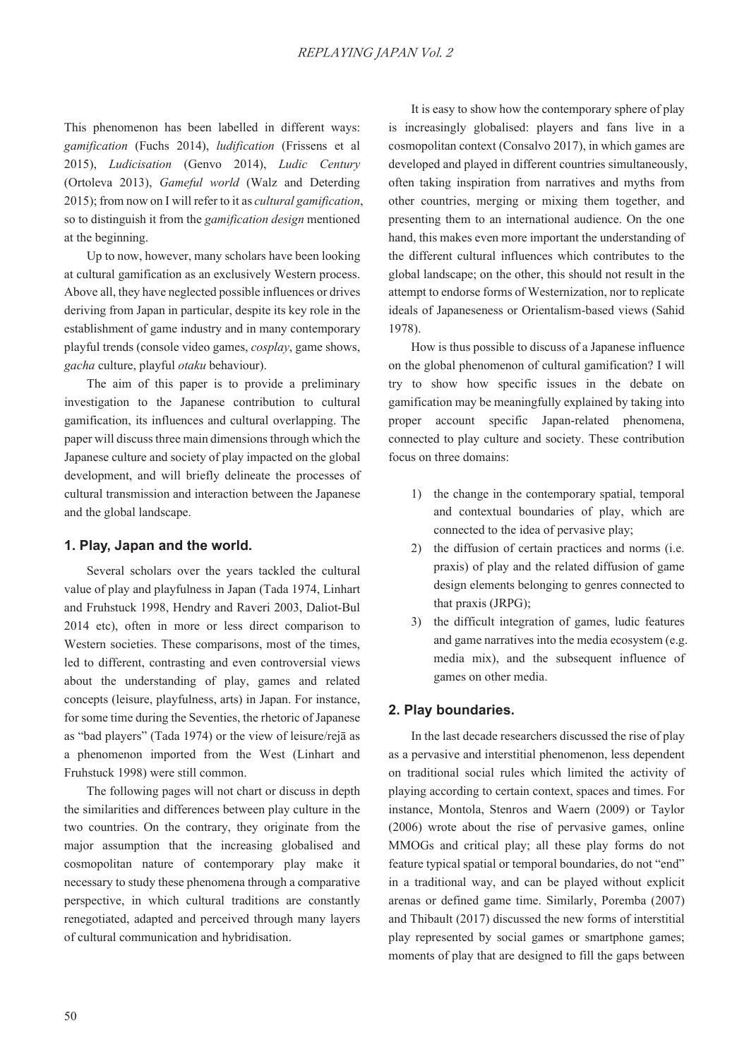This phenomenon has been labelled in different ways: *gamification* (Fuchs 2014), *ludification* (Frissens et al 2015), *Ludicisation* (Genvo 2014), *Ludic Century* (Ortoleva 2013), *Gameful world* (Walz and Deterding 2015); from now on I will refer to it as *cultural gamification*, so to distinguish it from the *gamification design* mentioned at the beginning.

Up to now, however, many scholars have been looking at cultural gamification as an exclusively Western process. Above all, they have neglected possible influences or drives deriving from Japan in particular, despite its key role in the establishment of game industry and in many contemporary playful trends (console video games, *cosplay*, game shows, *gacha* culture, playful *otaku* behaviour).

The aim of this paper is to provide a preliminary investigation to the Japanese contribution to cultural gamification, its influences and cultural overlapping. The paper will discuss three main dimensions through which the Japanese culture and society of play impacted on the global development, and will briefly delineate the processes of cultural transmission and interaction between the Japanese and the global landscape.

## 1. Play, Japan and the world.

Several scholars over the years tackled the cultural value of play and playfulness in Japan (Tada 1974, Linhart and Fruhstuck 1998, Hendry and Raveri 2003, Daliot-Bul 2014 etc), often in more or less direct comparison to Western societies. These comparisons, most of the times, led to different, contrasting and even controversial views about the understanding of play, games and related concepts (leisure, playfulness, arts) in Japan. For instance, for some time during the Seventies, the rhetoric of Japanese as "bad players" (Tada 1974) or the view of leisure/rejā as a phenomenon imported from the West (Linhart and Fruhstuck 1998) were still common.

The following pages will not chart or discuss in depth the similarities and differences between play culture in the two countries. On the contrary, they originate from the major assumption that the increasing globalised and cosmopolitan nature of contemporary play make it necessary to study these phenomena through a comparative perspective, in which cultural traditions are constantly renegotiated, adapted and perceived through many layers of cultural communication and hybridisation.

It is easy to show how the contemporary sphere of play is increasingly globalised: players and fans live in a cosmopolitan context (Consalvo 2017), in which games are developed and played in different countries simultaneously, often taking inspiration from narratives and myths from other countries, merging or mixing them together, and presenting them to an international audience. On the one hand, this makes even more important the understanding of the different cultural influences which contributes to the global landscape; on the other, this should not result in the attempt to endorse forms of Westernization, nor to replicate ideals of Japaneseness or Orientalism-based views (Sahid 1978).

How is thus possible to discuss of a Japanese influence on the global phenomenon of cultural gamification? I will try to show how specific issues in the debate on gamification may be meaningfully explained by taking into proper account specific Japan-related phenomena, connected to play culture and society. These contribution focus on three domains:

1) the change in the contemporary spatial, temporal and contextual boundaries of play, which are connected to the idea of pervasive play;
2) the diffusion of certain practices and norms (i.e. praxis) of play and the related diffusion of game design elements belonging to genres connected to that praxis (JRPG);
3) the difficult integration of games, ludic features and game narratives into the media ecosystem (e.g. media mix), and the subsequent influence of games on other media.

## 2. Play boundaries.

In the last decade researchers discussed the rise of play as a pervasive and interstitial phenomenon, less dependent on traditional social rules which limited the activity of playing according to certain context, spaces and times. For instance, Montola, Stenros and Waern (2009) or Taylor (2006) wrote about the rise of pervasive games, online MMOGs and critical play; all these play forms do not feature typical spatial or temporal boundaries, do not "end" in a traditional way, and can be played without explicit arenas or defined game time. Similarly, Poremba (2007) and Thibault (2017) discussed the new forms of interstitial play represented by social games or smartphone games; moments of play that are designed to fill the gaps between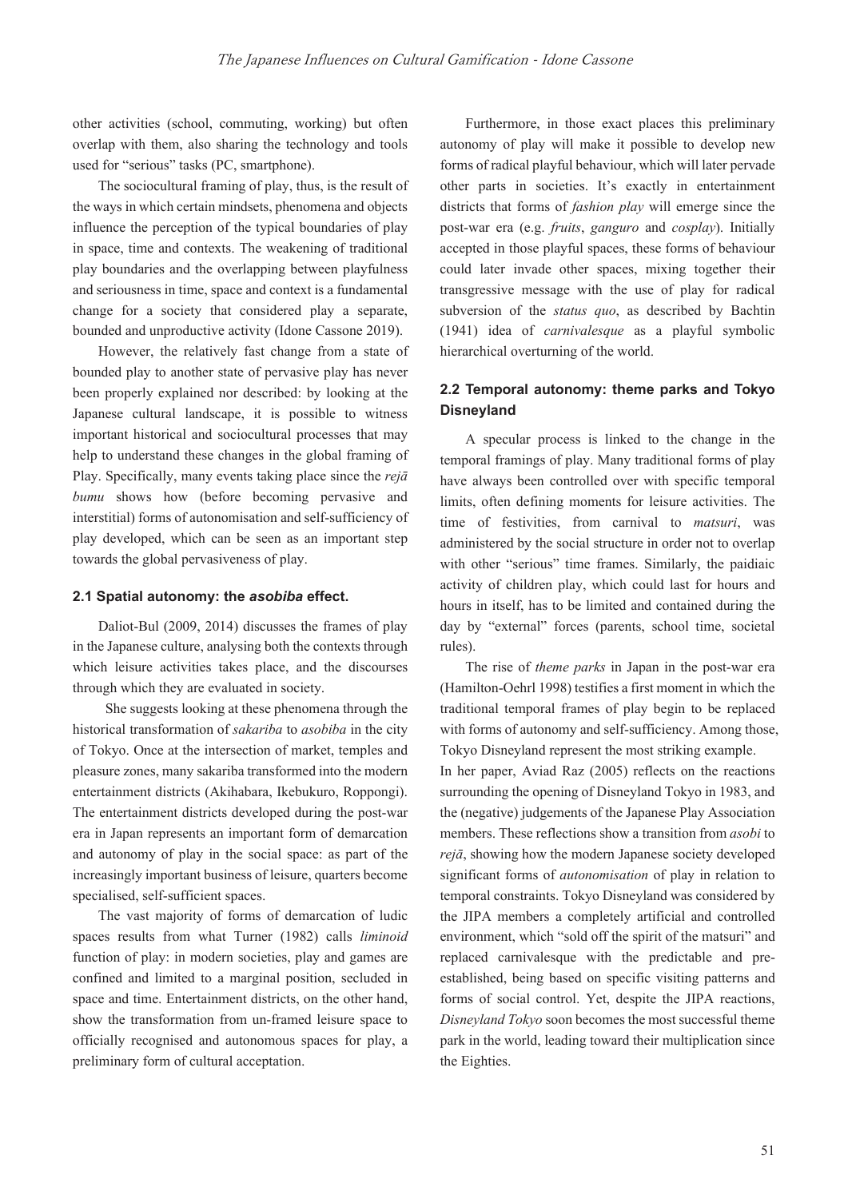other activities (school, commuting, working) but often overlap with them, also sharing the technology and tools used for "serious" tasks (PC, smartphone).

The sociocultural framing of play, thus, is the result of the ways in which certain mindsets, phenomena and objects influence the perception of the typical boundaries of play in space, time and contexts. The weakening of traditional play boundaries and the overlapping between playfulness and seriousness in time, space and context is a fundamental change for a society that considered play a separate, bounded and unproductive activity (Idone Cassone 2019).

However, the relatively fast change from a state of bounded play to another state of pervasive play has never been properly explained nor described: by looking at the Japanese cultural landscape, it is possible to witness important historical and sociocultural processes that may help to understand these changes in the global framing of Play. Specifically, many events taking place since the *rejā bumu* shows how (before becoming pervasive and interstitial) forms of autonomisation and self-sufficiency of play developed, which can be seen as an important step towards the global pervasiveness of play.

### 2.1 Spatial autonomy: the *asobiba* effect.

Daliot-Bul (2009, 2014) discusses the frames of play in the Japanese culture, analysing both the contexts through which leisure activities takes place, and the discourses through which they are evaluated in society.

She suggests looking at these phenomena through the historical transformation of *sakariba* to *asobiba* in the city of Tokyo. Once at the intersection of market, temples and pleasure zones, many sakariba transformed into the modern entertainment districts (Akihabara, Ikebukuro, Roppongi). The entertainment districts developed during the post-war era in Japan represents an important form of demarcation and autonomy of play in the social space: as part of the increasingly important business of leisure, quarters become specialised, self-sufficient spaces.

The vast majority of forms of demarcation of ludic spaces results from what Turner (1982) calls *liminoid* function of play: in modern societies, play and games are confined and limited to a marginal position, secluded in space and time. Entertainment districts, on the other hand, show the transformation from un-framed leisure space to officially recognised and autonomous spaces for play, a preliminary form of cultural acceptation.

Furthermore, in those exact places this preliminary autonomy of play will make it possible to develop new forms of radical playful behaviour, which will later pervade other parts in societies. It's exactly in entertainment districts that forms of *fashion play* will emerge since the post-war era (e.g. *fruits*, *ganguro* and *cosplay*). Initially accepted in those playful spaces, these forms of behaviour could later invade other spaces, mixing together their transgressive message with the use of play for radical subversion of the *status quo*, as described by Bachtin (1941) idea of *carnivalesque* as a playful symbolic hierarchical overturning of the world.

### 2.2 Temporal autonomy: theme parks and Tokyo Disneyland

A specular process is linked to the change in the temporal framings of play. Many traditional forms of play have always been controlled over with specific temporal limits, often defining moments for leisure activities. The time of festivities, from carnival to *matsuri*, was administered by the social structure in order not to overlap with other "serious" time frames. Similarly, the paidiaic activity of children play, which could last for hours and hours in itself, has to be limited and contained during the day by "external" forces (parents, school time, societal rules).

The rise of *theme parks* in Japan in the post-war era (Hamilton-Oehrl 1998) testifies a first moment in which the traditional temporal frames of play begin to be replaced with forms of autonomy and self-sufficiency. Among those, Tokyo Disneyland represent the most striking example.

In her paper, Aviad Raz (2005) reflects on the reactions surrounding the opening of Disneyland Tokyo in 1983, and the (negative) judgements of the Japanese Play Association members. These reflections show a transition from *asobi* to *rejā*, showing how the modern Japanese society developed significant forms of *autonomisation* of play in relation to temporal constraints. Tokyo Disneyland was considered by the JIPA members a completely artificial and controlled environment, which "sold off the spirit of the matsuri" and replaced carnivalesque with the predictable and pre-established, being based on specific visiting patterns and forms of social control. Yet, despite the JIPA reactions, *Disneyland Tokyo* soon becomes the most successful theme park in the world, leading toward their multiplication since the Eighties.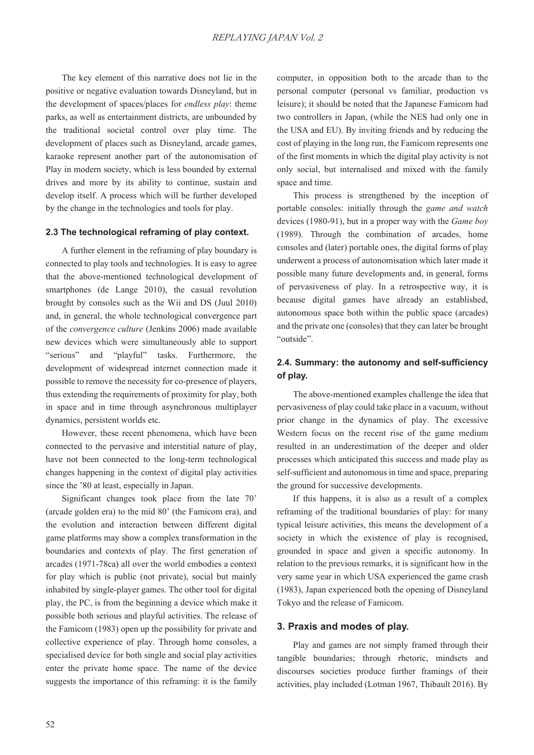The key element of this narrative does not lie in the positive or negative evaluation towards Disneyland, but in the development of spaces/places for *endless play*: theme parks, as well as entertainment districts, are unbounded by the traditional societal control over play time. The development of places such as Disneyland, arcade games, karaoke represent another part of the autonomisation of Play in modern society, which is less bounded by external drives and more by its ability to continue, sustain and develop itself. A process which will be further developed by the change in the technologies and tools for play.

### 2.3 The technological reframing of play context.

A further element in the reframing of play boundary is connected to play tools and technologies. It is easy to agree that the above-mentioned technological development of smartphones (de Lange 2010), the casual revolution brought by consoles such as the Wii and DS (Juul 2010) and, in general, the whole technological convergence part of the *convergence culture* (Jenkins 2006) made available new devices which were simultaneously able to support "serious" and "playful" tasks. Furthermore, the development of widespread internet connection made it possible to remove the necessity for co-presence of players, thus extending the requirements of proximity for play, both in space and in time through asynchronous multiplayer dynamics, persistent worlds etc.

However, these recent phenomena, which have been connected to the pervasive and interstitial nature of play, have not been connected to the long-term technological changes happening in the context of digital play activities since the '80 at least, especially in Japan.

Significant changes took place from the late 70' (arcade golden era) to the mid 80' (the Famicom era), and the evolution and interaction between different digital game platforms may show a complex transformation in the boundaries and contexts of play. The first generation of arcades (1971-78ca) all over the world embodies a context for play which is public (not private), social but mainly inhabited by single-player games. The other tool for digital play, the PC, is from the beginning a device which make it possible both serious and playful activities. The release of the Famicom (1983) open up the possibility for private and collective experience of play. Through home consoles, a specialised device for both single and social play activities enter the private home space. The name of the device suggests the importance of this reframing: it is the family computer, in opposition both to the arcade than to the personal computer (personal vs familiar, production vs leisure); it should be noted that the Japanese Famicom had two controllers in Japan, (while the NES had only one in the USA and EU). By inviting friends and by reducing the cost of playing in the long run, the Famicom represents one of the first moments in which the digital play activity is not only social, but internalised and mixed with the family space and time.

This process is strengthened by the inception of portable consoles: initially through the *game and watch* devices (1980-91), but in a proper way with the *Game boy* (1989). Through the combination of arcades, home consoles and (later) portable ones, the digital forms of play underwent a process of autonomisation which later made it possible many future developments and, in general, forms of pervasiveness of play. In a retrospective way, it is because digital games have already an established, autonomous space both within the public space (arcades) and the private one (consoles) that they can later be brought "outside".

### 2.4. Summary: the autonomy and self-sufficiency of play.

The above-mentioned examples challenge the idea that pervasiveness of play could take place in a vacuum, without prior change in the dynamics of play. The excessive Western focus on the recent rise of the game medium resulted in an underestimation of the deeper and older processes which anticipated this success and made play as self-sufficient and autonomous in time and space, preparing the ground for successive developments.

If this happens, it is also as a result of a complex reframing of the traditional boundaries of play: for many typical leisure activities, this means the development of a society in which the existence of play is recognised, grounded in space and given a specific autonomy. In relation to the previous remarks, it is significant how in the very same year in which USA experienced the game crash (1983), Japan experienced both the opening of Disneyland Tokyo and the release of Famicom.

## 3. Praxis and modes of play.

Play and games are not simply framed through their tangible boundaries; through rhetoric, mindsets and discourses societies produce further framings of their activities, play included (Lotman 1967, Thibault 2016). By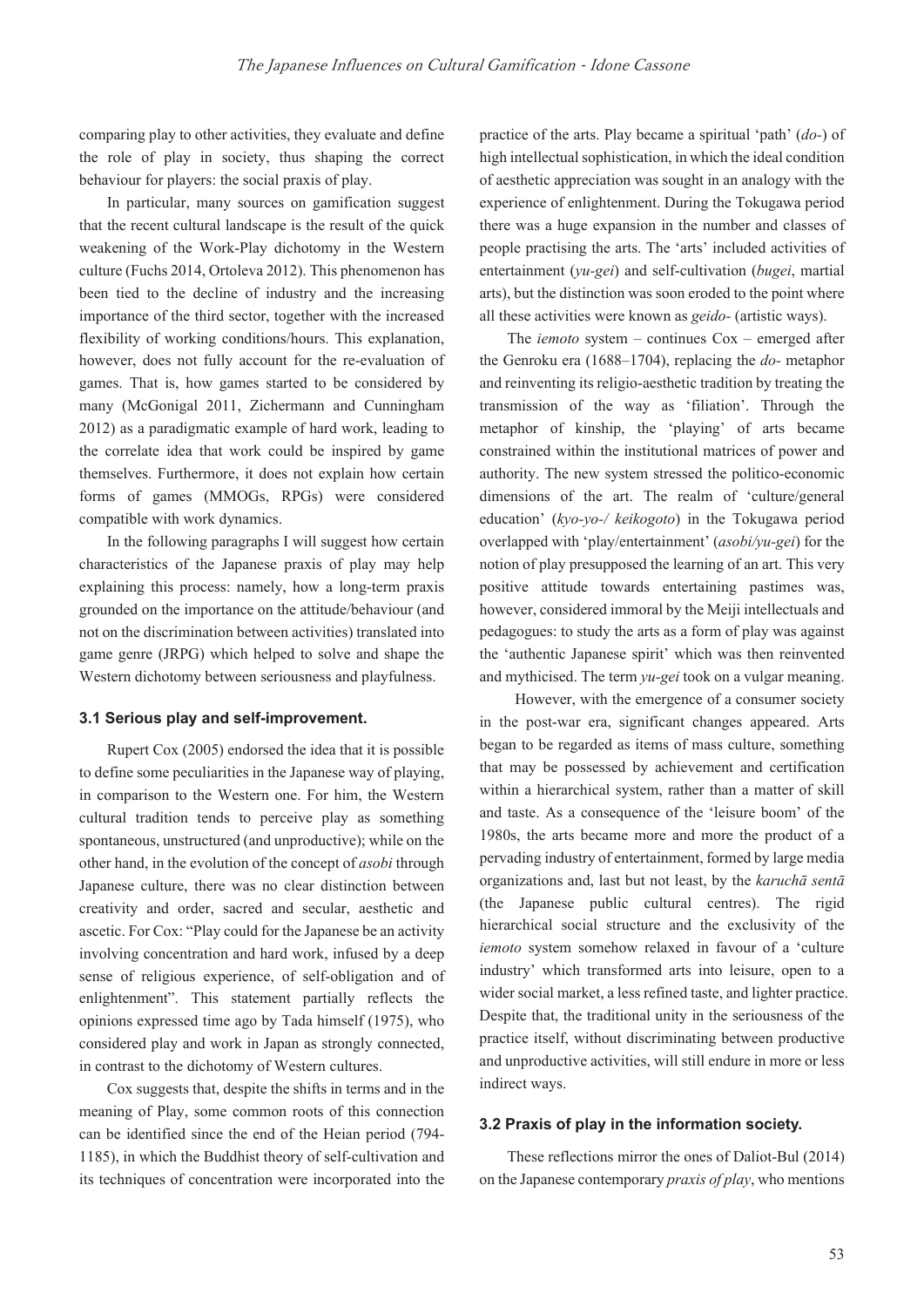comparing play to other activities, they evaluate and define the role of play in society, thus shaping the correct behaviour for players: the social praxis of play.

In particular, many sources on gamification suggest that the recent cultural landscape is the result of the quick weakening of the Work-Play dichotomy in the Western culture (Fuchs 2014, Ortoleva 2012). This phenomenon has been tied to the decline of industry and the increasing importance of the third sector, together with the increased flexibility of working conditions/hours. This explanation, however, does not fully account for the re-evaluation of games. That is, how games started to be considered by many (McGonigal 2011, Zichermann and Cunningham 2012) as a paradigmatic example of hard work, leading to the correlate idea that work could be inspired by game themselves. Furthermore, it does not explain how certain forms of games (MMOGs, RPGs) were considered compatible with work dynamics.

In the following paragraphs I will suggest how certain characteristics of the Japanese praxis of play may help explaining this process: namely, how a long-term praxis grounded on the importance on the attitude/behaviour (and not on the discrimination between activities) translated into game genre (JRPG) which helped to solve and shape the Western dichotomy between seriousness and playfulness.

### 3.1 Serious play and self-improvement.

Rupert Cox (2005) endorsed the idea that it is possible to define some peculiarities in the Japanese way of playing, in comparison to the Western one. For him, the Western cultural tradition tends to perceive play as something spontaneous, unstructured (and unproductive); while on the other hand, in the evolution of the concept of *asobi* through Japanese culture, there was no clear distinction between creativity and order, sacred and secular, aesthetic and ascetic. For Cox: "Play could for the Japanese be an activity involving concentration and hard work, infused by a deep sense of religious experience, of self-obligation and of enlightenment". This statement partially reflects the opinions expressed time ago by Tada himself (1975), who considered play and work in Japan as strongly connected, in contrast to the dichotomy of Western cultures.

Cox suggests that, despite the shifts in terms and in the meaning of Play, some common roots of this connection can be identified since the end of the Heian period (794-1185), in which the Buddhist theory of self-cultivation and its techniques of concentration were incorporated into the practice of the arts. Play became a spiritual 'path' (*do-*) of high intellectual sophistication, in which the ideal condition of aesthetic appreciation was sought in an analogy with the experience of enlightenment. During the Tokugawa period there was a huge expansion in the number and classes of people practising the arts. The 'arts' included activities of entertainment (*yu-gei*) and self-cultivation (*bugei*, martial arts), but the distinction was soon eroded to the point where all these activities were known as *geido-* (artistic ways).

The *iemoto* system – continues Cox – emerged after the Genroku era (1688–1704), replacing the *do-* metaphor and reinventing its religio-aesthetic tradition by treating the transmission of the way as 'filiation'. Through the metaphor of kinship, the 'playing' of arts became constrained within the institutional matrices of power and authority. The new system stressed the politico-economic dimensions of the art. The realm of 'culture/general education' (*kyo-yo-/ keikogoto*) in the Tokugawa period overlapped with 'play/entertainment' (*asobi/yu-gei*) for the notion of play presupposed the learning of an art. This very positive attitude towards entertaining pastimes was, however, considered immoral by the Meiji intellectuals and pedagogues: to study the arts as a form of play was against the 'authentic Japanese spirit' which was then reinvented and mythicised. The term *yu-gei* took on a vulgar meaning.

However, with the emergence of a consumer society in the post-war era, significant changes appeared. Arts began to be regarded as items of mass culture, something that may be possessed by achievement and certification within a hierarchical system, rather than a matter of skill and taste. As a consequence of the 'leisure boom' of the 1980s, the arts became more and more the product of a pervading industry of entertainment, formed by large media organizations and, last but not least, by the *karuchā sentā* (the Japanese public cultural centres). The rigid hierarchical social structure and the exclusivity of the *iemoto* system somehow relaxed in favour of a 'culture industry' which transformed arts into leisure, open to a wider social market, a less refined taste, and lighter practice. Despite that, the traditional unity in the seriousness of the practice itself, without discriminating between productive and unproductive activities, will still endure in more or less indirect ways.

### 3.2 Praxis of play in the information society.

These reflections mirror the ones of Daliot-Bul (2014) on the Japanese contemporary *praxis of play*, who mentions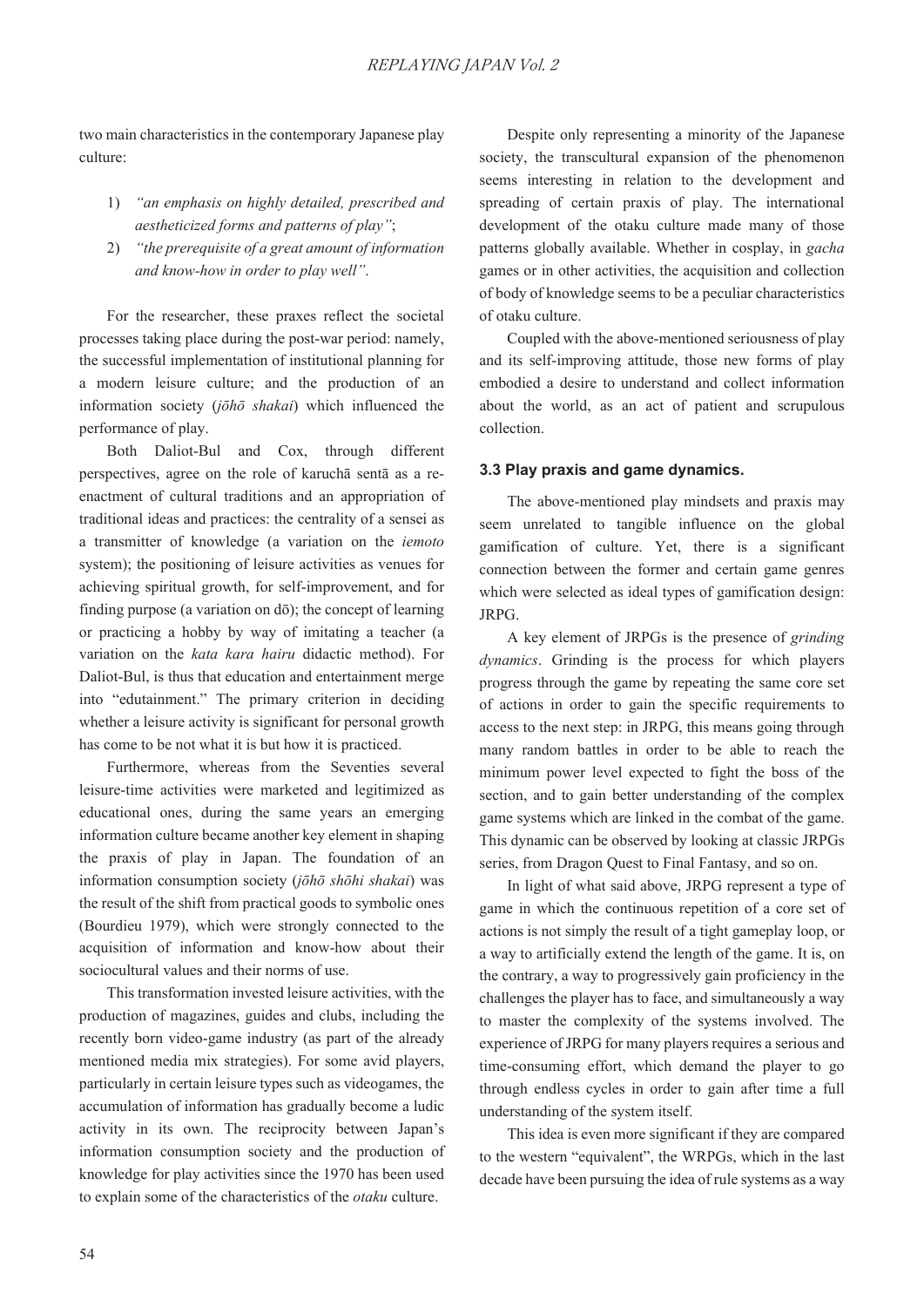two main characteristics in the contemporary Japanese play culture:

1) *"an emphasis on highly detailed, prescribed and aestheticized forms and patterns of play"*;
2) *"the prerequisite of a great amount of information and know-how in order to play well"*.

For the researcher, these praxes reflect the societal processes taking place during the post-war period: namely, the successful implementation of institutional planning for a modern leisure culture; and the production of an information society (*jōhō shakai*) which influenced the performance of play.

Both Daliot-Bul and Cox, through different perspectives, agree on the role of karuchā sentā as a re-enactment of cultural traditions and an appropriation of traditional ideas and practices: the centrality of a sensei as a transmitter of knowledge (a variation on the *iemoto* system); the positioning of leisure activities as venues for achieving spiritual growth, for self-improvement, and for finding purpose (a variation on dō); the concept of learning or practicing a hobby by way of imitating a teacher (a variation on the *kata kara hairu* didactic method). For Daliot-Bul, is thus that education and entertainment merge into "edutainment." The primary criterion in deciding whether a leisure activity is significant for personal growth has come to be not what it is but how it is practiced.

Furthermore, whereas from the Seventies several leisure-time activities were marketed and legitimized as educational ones, during the same years an emerging information culture became another key element in shaping the praxis of play in Japan. The foundation of an information consumption society (*jōhō shōhi shakai*) was the result of the shift from practical goods to symbolic ones (Bourdieu 1979), which were strongly connected to the acquisition of information and know-how about their sociocultural values and their norms of use.

This transformation invested leisure activities, with the production of magazines, guides and clubs, including the recently born video-game industry (as part of the already mentioned media mix strategies). For some avid players, particularly in certain leisure types such as videogames, the accumulation of information has gradually become a ludic activity in its own. The reciprocity between Japan's information consumption society and the production of knowledge for play activities since the 1970 has been used to explain some of the characteristics of the *otaku* culture.

Despite only representing a minority of the Japanese society, the transcultural expansion of the phenomenon seems interesting in relation to the development and spreading of certain praxis of play. The international development of the otaku culture made many of those patterns globally available. Whether in cosplay, in *gacha* games or in other activities, the acquisition and collection of body of knowledge seems to be a peculiar characteristics of otaku culture.

Coupled with the above-mentioned seriousness of play and its self-improving attitude, those new forms of play embodied a desire to understand and collect information about the world, as an act of patient and scrupulous collection.

### 3.3 Play praxis and game dynamics.

The above-mentioned play mindsets and praxis may seem unrelated to tangible influence on the global gamification of culture. Yet, there is a significant connection between the former and certain game genres which were selected as ideal types of gamification design: JRPG.

A key element of JRPGs is the presence of *grinding dynamics*. Grinding is the process for which players progress through the game by repeating the same core set of actions in order to gain the specific requirements to access to the next step: in JRPG, this means going through many random battles in order to be able to reach the minimum power level expected to fight the boss of the section, and to gain better understanding of the complex game systems which are linked in the combat of the game. This dynamic can be observed by looking at classic JRPGs series, from Dragon Quest to Final Fantasy, and so on.

In light of what said above, JRPG represent a type of game in which the continuous repetition of a core set of actions is not simply the result of a tight gameplay loop, or a way to artificially extend the length of the game. It is, on the contrary, a way to progressively gain proficiency in the challenges the player has to face, and simultaneously a way to master the complexity of the systems involved. The experience of JRPG for many players requires a serious and time-consuming effort, which demand the player to go through endless cycles in order to gain after time a full understanding of the system itself.

This idea is even more significant if they are compared to the western "equivalent", the WRPGs, which in the last decade have been pursuing the idea of rule systems as a way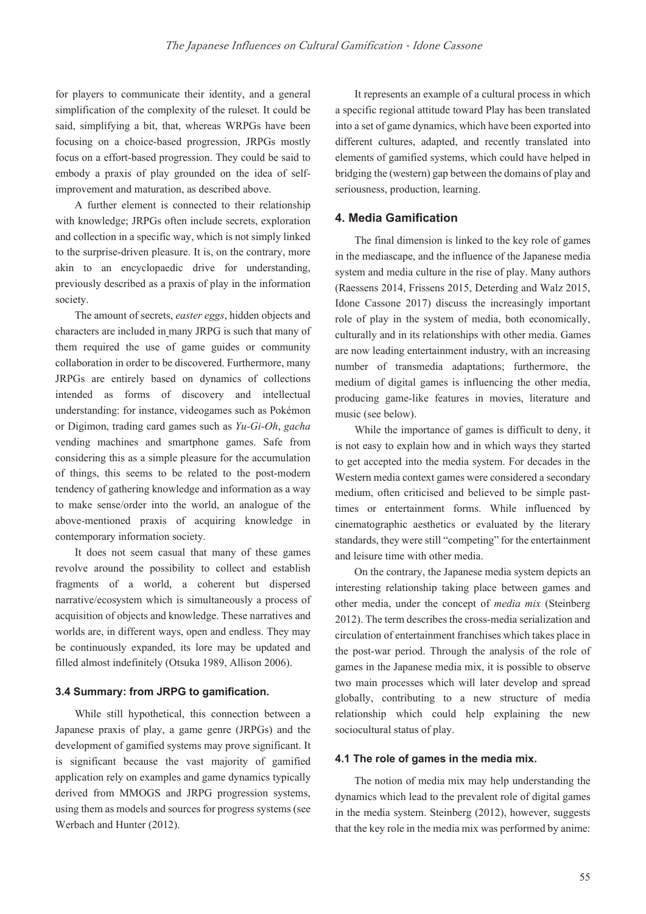for players to communicate their identity, and a general simplification of the complexity of the ruleset. It could be said, simplifying a bit, that, whereas WRPGs have been focusing on a choice-based progression, JRPGs mostly focus on a effort-based progression. They could be said to embody a praxis of play grounded on the idea of self-improvement and maturation, as described above.

A further element is connected to their relationship with knowledge; JRPGs often include secrets, exploration and collection in a specific way, which is not simply linked to the surprise-driven pleasure. It is, on the contrary, more akin to an encyclopaedic drive for understanding, previously described as a praxis of play in the information society.

The amount of secrets, *easter eggs*, hidden objects and characters are included in many JRPG is such that many of them required the use of game guides or community collaboration in order to be discovered. Furthermore, many JRPGs are entirely based on dynamics of collections intended as forms of discovery and intellectual understanding: for instance, videogames such as Pokémon or Digimon, trading card games such as *Yu-Gi-Oh*, *gacha* vending machines and smartphone games. Safe from considering this as a simple pleasure for the accumulation of things, this seems to be related to the post-modern tendency of gathering knowledge and information as a way to make sense/order into the world, an analogue of the above-mentioned praxis of acquiring knowledge in contemporary information society.

It does not seem casual that many of these games revolve around the possibility to collect and establish fragments of a world, a coherent but dispersed narrative/ecosystem which is simultaneously a process of acquisition of objects and knowledge. These narratives and worlds are, in different ways, open and endless. They may be continuously expanded, its lore may be updated and filled almost indefinitely (Otsuka 1989, Allison 2006).

### 3.4 Summary: from JRPG to gamification.

While still hypothetical, this connection between a Japanese praxis of play, a game genre (JRPGs) and the development of gamified systems may prove significant. It is significant because the vast majority of gamified application rely on examples and game dynamics typically derived from MMOGS and JRPG progression systems, using them as models and sources for progress systems (see Werbach and Hunter (2012).

It represents an example of a cultural process in which a specific regional attitude toward Play has been translated into a set of game dynamics, which have been exported into different cultures, adapted, and recently translated into elements of gamified systems, which could have helped in bridging the (western) gap between the domains of play and seriousness, production, learning.

## 4. Media Gamification

The final dimension is linked to the key role of games in the mediascape, and the influence of the Japanese media system and media culture in the rise of play. Many authors (Raessens 2014, Frissens 2015, Deterding and Walz 2015, Idone Cassone 2017) discuss the increasingly important role of play in the system of media, both economically, culturally and in its relationships with other media. Games are now leading entertainment industry, with an increasing number of transmedia adaptations; furthermore, the medium of digital games is influencing the other media, producing game-like features in movies, literature and music (see below).

While the importance of games is difficult to deny, it is not easy to explain how and in which ways they started to get accepted into the media system. For decades in the Western media context games were considered a secondary medium, often criticised and believed to be simple past-times or entertainment forms. While influenced by cinematographic aesthetics or evaluated by the literary standards, they were still "competing" for the entertainment and leisure time with other media.

On the contrary, the Japanese media system depicts an interesting relationship taking place between games and other media, under the concept of *media mix* (Steinberg 2012). The term describes the cross-media serialization and circulation of entertainment franchises which takes place in the post-war period. Through the analysis of the role of games in the Japanese media mix, it is possible to observe two main processes which will later develop and spread globally, contributing to a new structure of media relationship which could help explaining the new sociocultural status of play.

### 4.1 The role of games in the media mix.

The notion of media mix may help understanding the dynamics which lead to the prevalent role of digital games in the media system. Steinberg (2012), however, suggests that the key role in the media mix was performed by anime: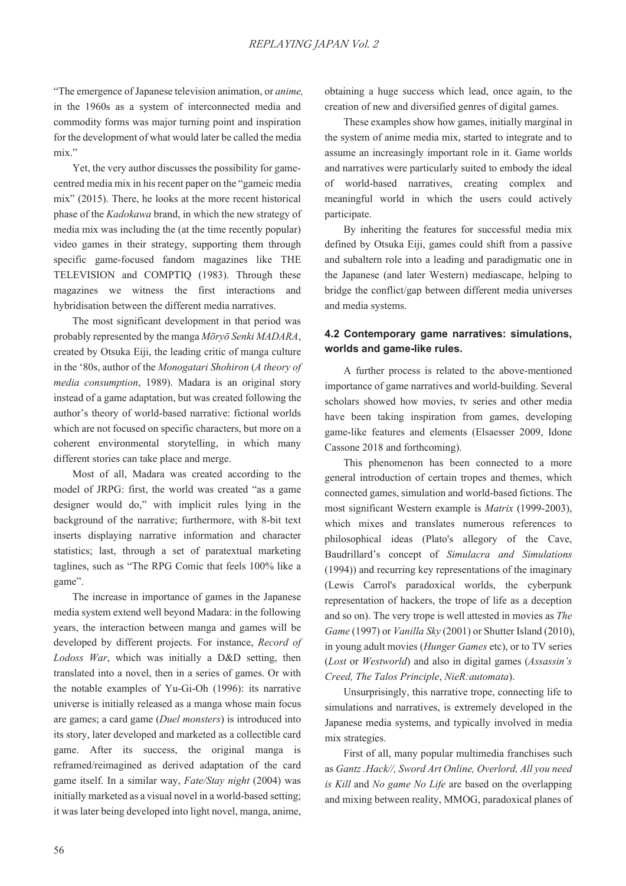"The emergence of Japanese television animation, or *anime,* in the 1960s as a system of interconnected media and commodity forms was major turning point and inspiration for the development of what would later be called the media mix."

Yet, the very author discusses the possibility for game-centred media mix in his recent paper on the "gameic media mix" (2015). There, he looks at the more recent historical phase of the *Kadokawa* brand, in which the new strategy of media mix was including the (at the time recently popular) video games in their strategy, supporting them through specific game-focused fandom magazines like THE TELEVISION and COMPTIQ (1983). Through these magazines we witness the first interactions and hybridisation between the different media narratives.

The most significant development in that period was probably represented by the manga *Mōryō Senki MADARA*, created by Otsuka Eiji, the leading critic of manga culture in the '80s, author of the *Monogatari Shohiron* (*A theory of media consumption*, 1989). Madara is an original story instead of a game adaptation, but was created following the author's theory of world-based narrative: fictional worlds which are not focused on specific characters, but more on a coherent environmental storytelling, in which many different stories can take place and merge.

Most of all, Madara was created according to the model of JRPG: first, the world was created "as a game designer would do," with implicit rules lying in the background of the narrative; furthermore, with 8-bit text inserts displaying narrative information and character statistics; last, through a set of paratextual marketing taglines, such as "The RPG Comic that feels 100% like a game".

The increase in importance of games in the Japanese media system extend well beyond Madara: in the following years, the interaction between manga and games will be developed by different projects. For instance, *Record of Lodoss War*, which was initially a D&D setting, then translated into a novel, then in a series of games. Or with the notable examples of Yu-Gi-Oh (1996): its narrative universe is initially released as a manga whose main focus are games; a card game (*Duel monsters*) is introduced into its story, later developed and marketed as a collectible card game. After its success, the original manga is reframed/reimagined as derived adaptation of the card game itself. In a similar way, *Fate/Stay night* (2004) was initially marketed as a visual novel in a world-based setting; it was later being developed into light novel, manga, anime, obtaining a huge success which lead, once again, to the creation of new and diversified genres of digital games.

These examples show how games, initially marginal in the system of anime media mix, started to integrate and to assume an increasingly important role in it. Game worlds and narratives were particularly suited to embody the ideal of world-based narratives, creating complex and meaningful world in which the users could actively participate.

By inheriting the features for successful media mix defined by Otsuka Eiji, games could shift from a passive and subaltern role into a leading and paradigmatic one in the Japanese (and later Western) mediascape, helping to bridge the conflict/gap between different media universes and media systems.

### 4.2 Contemporary game narratives: simulations, worlds and game-like rules.

A further process is related to the above-mentioned importance of game narratives and world-building. Several scholars showed how movies, tv series and other media have been taking inspiration from games, developing game-like features and elements (Elsaesser 2009, Idone Cassone 2018 and forthcoming).

This phenomenon has been connected to a more general introduction of certain tropes and themes, which connected games, simulation and world-based fictions. The most significant Western example is *Matrix* (1999-2003), which mixes and translates numerous references to philosophical ideas (Plato's allegory of the Cave, Baudrillard's concept of *Simulacra and Simulations* (1994)) and recurring key representations of the imaginary (Lewis Carrol's paradoxical worlds, the cyberpunk representation of hackers, the trope of life as a deception and so on). The very trope is well attested in movies as *The Game* (1997) or *Vanilla Sky* (2001) or Shutter Island (2010), in young adult movies (*Hunger Games* etc), or to TV series (*Lost* or *Westworld*) and also in digital games (*Assassin's Creed, The Talos Principle*, *NieR:automata*).

Unsurprisingly, this narrative trope, connecting life to simulations and narratives, is extremely developed in the Japanese media systems, and typically involved in media mix strategies.

First of all, many popular multimedia franchises such as *Gantz .Hack//, Sword Art Online, Overlord, All you need is Kill* and *No game No Life* are based on the overlapping and mixing between reality, MMOG, paradoxical planes of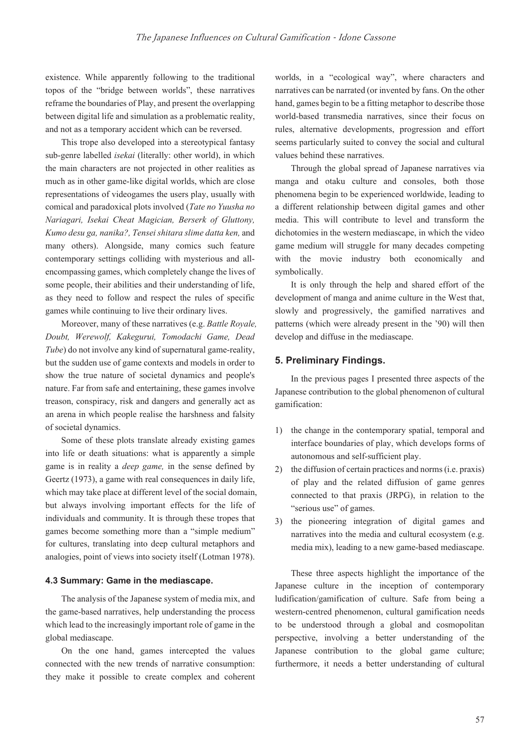existence. While apparently following to the traditional topos of the "bridge between worlds", these narratives reframe the boundaries of Play, and present the overlapping between digital life and simulation as a problematic reality, and not as a temporary accident which can be reversed.

This trope also developed into a stereotypical fantasy sub-genre labelled *isekai* (literally: other world), in which the main characters are not projected in other realities as much as in other game-like digital worlds, which are close representations of videogames the users play, usually with comical and paradoxical plots involved (*Tate no Yuusha no Nariagari, Isekai Cheat Magician, Berserk of Gluttony, Kumo desu ga, nanika?, Tensei shitara slime datta ken,* and many others). Alongside, many comics such feature contemporary settings colliding with mysterious and all-encompassing games, which completely change the lives of some people, their abilities and their understanding of life, as they need to follow and respect the rules of specific games while continuing to live their ordinary lives.

Moreover, many of these narratives (e.g. *Battle Royale, Doubt, Werewolf, Kakegurui, Tomodachi Game, Dead Tube*) do not involve any kind of supernatural game-reality, but the sudden use of game contexts and models in order to show the true nature of societal dynamics and people's nature. Far from safe and entertaining, these games involve treason, conspiracy, risk and dangers and generally act as an arena in which people realise the harshness and falsity of societal dynamics.

Some of these plots translate already existing games into life or death situations: what is apparently a simple game is in reality a *deep game,* in the sense defined by Geertz (1973), a game with real consequences in daily life, which may take place at different level of the social domain, but always involving important effects for the life of individuals and community. It is through these tropes that games become something more than a "simple medium" for cultures, translating into deep cultural metaphors and analogies, point of views into society itself (Lotman 1978).

### 4.3 Summary: Game in the mediascape.

The analysis of the Japanese system of media mix, and the game-based narratives, help understanding the process which lead to the increasingly important role of game in the global mediascape.

On the one hand, games intercepted the values connected with the new trends of narrative consumption: they make it possible to create complex and coherent worlds, in a "ecological way", where characters and narratives can be narrated (or invented by fans. On the other hand, games begin to be a fitting metaphor to describe those world-based transmedia narratives, since their focus on rules, alternative developments, progression and effort seems particularly suited to convey the social and cultural values behind these narratives.

Through the global spread of Japanese narratives via manga and otaku culture and consoles, both those phenomena begin to be experienced worldwide, leading to a different relationship between digital games and other media. This will contribute to level and transform the dichotomies in the western mediascape, in which the video game medium will struggle for many decades competing with the movie industry both economically and symbolically.

It is only through the help and shared effort of the development of manga and anime culture in the West that, slowly and progressively, the gamified narratives and patterns (which were already present in the '90) will then develop and diffuse in the mediascape.

## 5. Preliminary Findings.

In the previous pages I presented three aspects of the Japanese contribution to the global phenomenon of cultural gamification:

1) the change in the contemporary spatial, temporal and interface boundaries of play, which develops forms of autonomous and self-sufficient play.
2) the diffusion of certain practices and norms (i.e. praxis) of play and the related diffusion of game genres connected to that praxis (JRPG), in relation to the "serious use" of games.
3) the pioneering integration of digital games and narratives into the media and cultural ecosystem (e.g. media mix), leading to a new game-based mediascape.

These three aspects highlight the importance of the Japanese culture in the inception of contemporary ludification/gamification of culture. Safe from being a western-centred phenomenon, cultural gamification needs to be understood through a global and cosmopolitan perspective, involving a better understanding of the Japanese contribution to the global game culture; furthermore, it needs a better understanding of cultural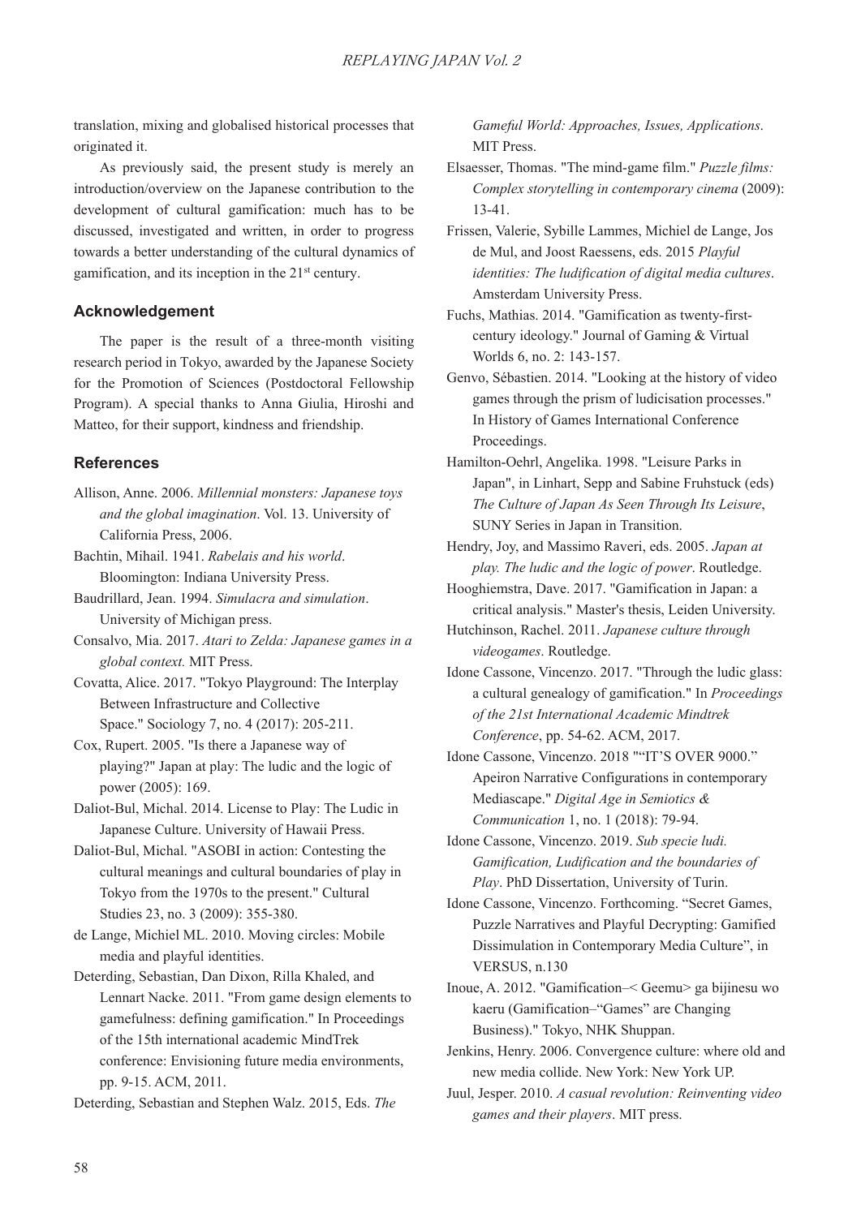translation, mixing and globalised historical processes that originated it.

As previously said, the present study is merely an introduction/overview on the Japanese contribution to the development of cultural gamification: much has to be discussed, investigated and written, in order to progress towards a better understanding of the cultural dynamics of gamification, and its inception in the 21st century.

### Acknowledgement

The paper is the result of a three-month visiting research period in Tokyo, awarded by the Japanese Society for the Promotion of Sciences (Postdoctoral Fellowship Program). A special thanks to Anna Giulia, Hiroshi and Matteo, for their support, kindness and friendship.

### References

Allison, Anne. 2006. *Millennial monsters: Japanese toys and the global imagination*. Vol. 13. University of California Press, 2006.

Bachtin, Mihail. 1941. *Rabelais and his world*. Bloomington: Indiana University Press.

Baudrillard, Jean. 1994. *Simulacra and simulation*. University of Michigan press.

Consalvo, Mia. 2017. *Atari to Zelda: Japanese games in a global context.* MIT Press.

Covatta, Alice. 2017. "Tokyo Playground: The Interplay Between Infrastructure and Collective Space." Sociology 7, no. 4 (2017): 205-211.

Cox, Rupert. 2005. "Is there a Japanese way of playing?" Japan at play: The ludic and the logic of power (2005): 169.

Daliot-Bul, Michal. 2014. License to Play: The Ludic in Japanese Culture. University of Hawaii Press.

Daliot-Bul, Michal. "ASOBI in action: Contesting the cultural meanings and cultural boundaries of play in Tokyo from the 1970s to the present." Cultural Studies 23, no. 3 (2009): 355-380.

de Lange, Michiel ML. 2010. Moving circles: Mobile media and playful identities.

Deterding, Sebastian, Dan Dixon, Rilla Khaled, and Lennart Nacke. 2011. "From game design elements to gamefulness: defining gamification." In Proceedings of the 15th international academic MindTrek conference: Envisioning future media environments, pp. 9-15. ACM, 2011.

Deterding, Sebastian and Stephen Walz. 2015, Eds. *The Gameful World: Approaches, Issues, Applications*. MIT Press.

Elsaesser, Thomas. "The mind-game film." *Puzzle films: Complex storytelling in contemporary cinema* (2009): 13-41.

Frissen, Valerie, Sybille Lammes, Michiel de Lange, Jos de Mul, and Joost Raessens, eds. 2015 *Playful identities: The ludification of digital media cultures*. Amsterdam University Press.

Fuchs, Mathias. 2014. "Gamification as twenty-first-century ideology." Journal of Gaming & Virtual Worlds 6, no. 2: 143-157.

Genvo, Sébastien. 2014. "Looking at the history of video games through the prism of ludicisation processes." In History of Games International Conference Proceedings.

Hamilton-Oehrl, Angelika. 1998. "Leisure Parks in Japan", in Linhart, Sepp and Sabine Fruhstuck (eds) *The Culture of Japan As Seen Through Its Leisure*, SUNY Series in Japan in Transition.

Hendry, Joy, and Massimo Raveri, eds. 2005. *Japan at play. The ludic and the logic of power*. Routledge.

Hooghiemstra, Dave. 2017. "Gamification in Japan: a critical analysis." Master's thesis, Leiden University.

Hutchinson, Rachel. 2011. *Japanese culture through videogames*. Routledge.

Idone Cassone, Vincenzo. 2017. "Through the ludic glass: a cultural genealogy of gamification." In *Proceedings of the 21st International Academic Mindtrek Conference*, pp. 54-62. ACM, 2017.

Idone Cassone, Vincenzo. 2018 ""IT'S OVER 9000." Apeiron Narrative Configurations in contemporary Mediascape." *Digital Age in Semiotics & Communication* 1, no. 1 (2018): 79-94.

Idone Cassone, Vincenzo. 2019. *Sub specie ludi. Gamification, Ludification and the boundaries of Play*. PhD Dissertation, University of Turin.

Idone Cassone, Vincenzo. Forthcoming. "Secret Games, Puzzle Narratives and Playful Decrypting: Gamified Dissimulation in Contemporary Media Culture", in VERSUS, n.130

Inoue, A. 2012. "Gamification–< Geemu> ga bijinesu wo kaeru (Gamification–"Games" are Changing Business)." Tokyo, NHK Shuppan.

Jenkins, Henry. 2006. Convergence culture: where old and new media collide. New York: New York UP.

Juul, Jesper. 2010. *A casual revolution: Reinventing video games and their players*. MIT press.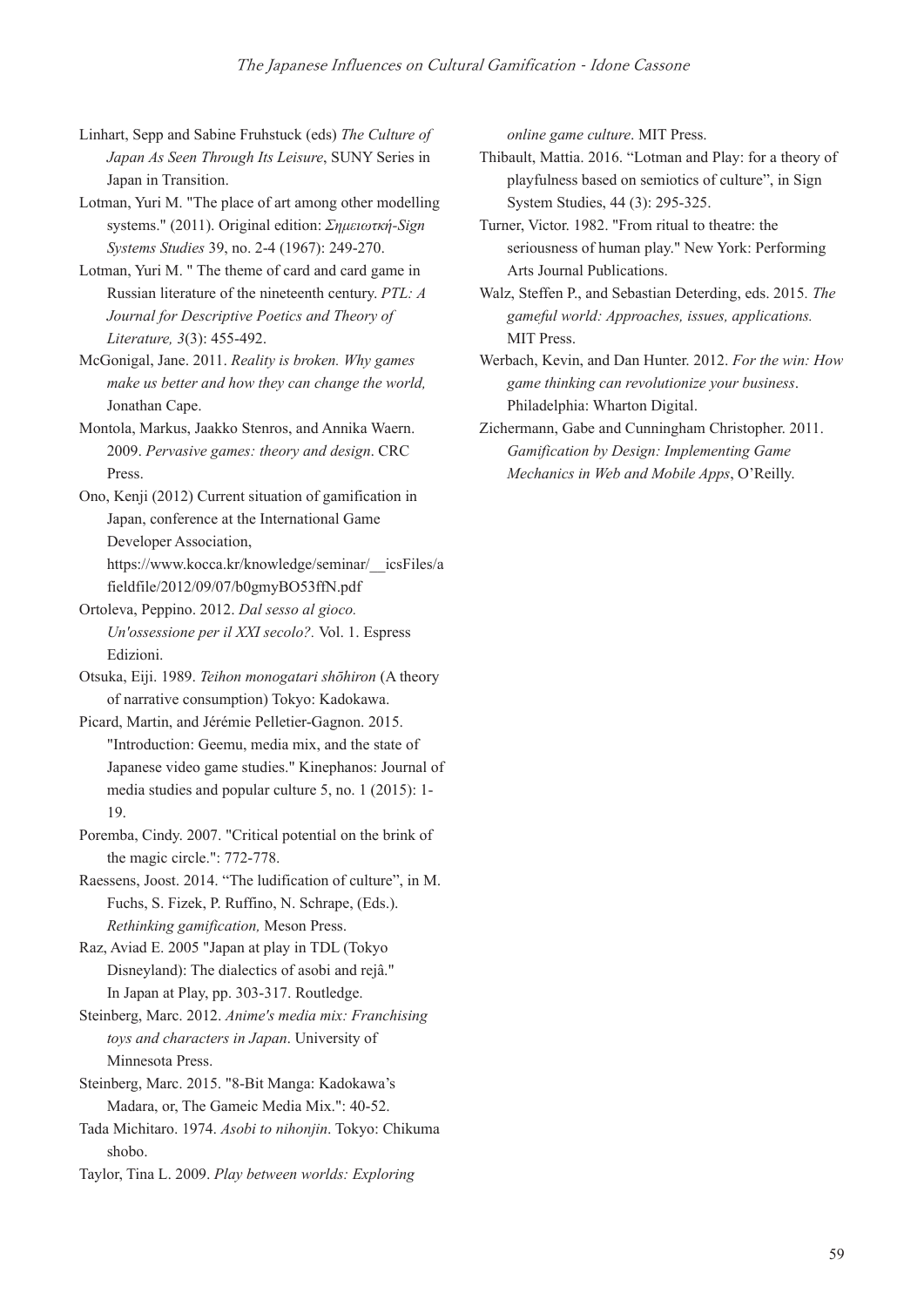Linhart, Sepp and Sabine Fruhstuck (eds) *The Culture of Japan As Seen Through Its Leisure*, SUNY Series in Japan in Transition.

Lotman, Yuri M. "The place of art among other modelling systems." (2011). Original edition: *Σημειωτκή-Sign Systems Studies* 39, no. 2-4 (1967): 249-270.

Lotman, Yuri M. " The theme of card and card game in Russian literature of the nineteenth century. *PTL: A Journal for Descriptive Poetics and Theory of Literature, 3*(3): 455-492.

McGonigal, Jane. 2011. *Reality is broken. Why games make us better and how they can change the world,* Jonathan Cape.

Montola, Markus, Jaakko Stenros, and Annika Waern. 2009. *Pervasive games: theory and design*. CRC Press.

Ono, Kenji (2012) Current situation of gamification in Japan, conference at the International Game Developer Association, https://www.kocca.kr/knowledge/seminar/__icsFiles/afieldfile/2012/09/07/b0gmyBO53ffN.pdf

Ortoleva, Peppino. 2012. *Dal sesso al gioco. Un'ossessione per il XXI secolo?.* Vol. 1. Espress Edizioni.

Otsuka, Eiji. 1989. *Teihon monogatari shōhiron* (A theory of narrative consumption) Tokyo: Kadokawa.

Picard, Martin, and Jérémie Pelletier-Gagnon. 2015. "Introduction: Geemu, media mix, and the state of Japanese video game studies." Kinephanos: Journal of media studies and popular culture 5, no. 1 (2015): 1-19.

Poremba, Cindy. 2007. "Critical potential on the brink of the magic circle.": 772-778.

Raessens, Joost. 2014. "The ludification of culture", in M. Fuchs, S. Fizek, P. Ruffino, N. Schrape, (Eds.). *Rethinking gamification,* Meson Press.

Raz, Aviad E. 2005 "Japan at play in TDL (Tokyo Disneyland): The dialectics of asobi and rejâ." In Japan at Play, pp. 303-317. Routledge.

Steinberg, Marc. 2012. *Anime's media mix: Franchising toys and characters in Japan*. University of Minnesota Press.

Steinberg, Marc. 2015. "8-Bit Manga: Kadokawa's Madara, or, The Gameic Media Mix.": 40-52.

Tada Michitaro. 1974. *Asobi to nihonjin*. Tokyo: Chikuma shobo.

Taylor, Tina L. 2009. *Play between worlds: Exploring online game culture*. MIT Press.

Thibault, Mattia. 2016. "Lotman and Play: for a theory of playfulness based on semiotics of culture", in Sign System Studies, 44 (3): 295-325.

Turner, Victor. 1982. "From ritual to theatre: the seriousness of human play." New York: Performing Arts Journal Publications.

Walz, Steffen P., and Sebastian Deterding, eds. 2015. *The gameful world: Approaches, issues, applications.* MIT Press.

Werbach, Kevin, and Dan Hunter. 2012. *For the win: How game thinking can revolutionize your business*. Philadelphia: Wharton Digital.

Zichermann, Gabe and Cunningham Christopher. 2011. *Gamification by Design: Implementing Game Mechanics in Web and Mobile Apps*, O'Reilly.